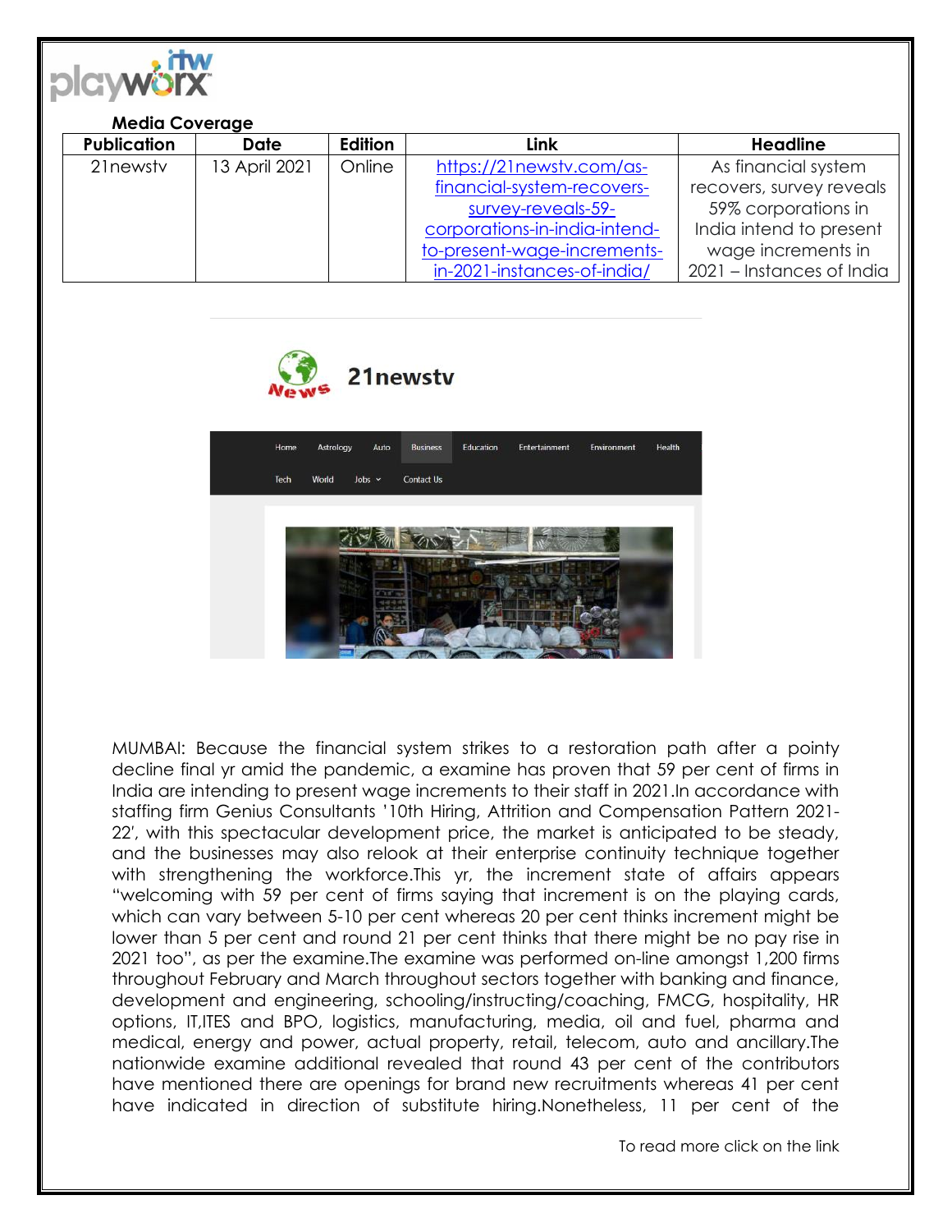**Media Coverage**

| Publication | Date | Edition | Link | Headline |
|---|---|---|---|---|
| 21newstv | 13 April 2021 | Online | https://21newstv.com/as-financial-system-recovers-survey-reveals-59-corporations-in-india-intend-to-present-wage-increments-in-2021-instances-of-india/ | As financial system recovers, survey reveals 59% corporations in India intend to present wage increments in 2021 – Instances of India |

21newstv

Home Astrology Auto Business Education Entertainment Environment Health Tech World Jobs Contact Us

MUMBAI: Because the financial system strikes to a restoration path after a pointy decline final yr amid the pandemic, a examine has proven that 59 per cent of firms in India are intending to present wage increments to their staff in 2021.In accordance with staffing firm Genius Consultants '10th Hiring, Attrition and Compensation Pattern 2021-22', with this spectacular development price, the market is anticipated to be steady, and the businesses may also relook at their enterprise continuity technique together with strengthening the workforce.This yr, the increment state of affairs appears "welcoming with 59 per cent of firms saying that increment is on the playing cards, which can vary between 5-10 per cent whereas 20 per cent thinks increment might be lower than 5 per cent and round 21 per cent thinks that there might be no pay rise in 2021 too", as per the examine.The examine was performed on-line amongst 1,200 firms throughout February and March throughout sectors together with banking and finance, development and engineering, schooling/instructing/coaching, FMCG, hospitality, HR options, IT,ITES and BPO, logistics, manufacturing, media, oil and fuel, pharma and medical, energy and power, actual property, retail, telecom, auto and ancillary.The nationwide examine additional revealed that round 43 per cent of the contributors have mentioned there are openings for brand new recruitments whereas 41 per cent have indicated in direction of substitute hiring.Nonetheless, 11 per cent of the

To read more click on the link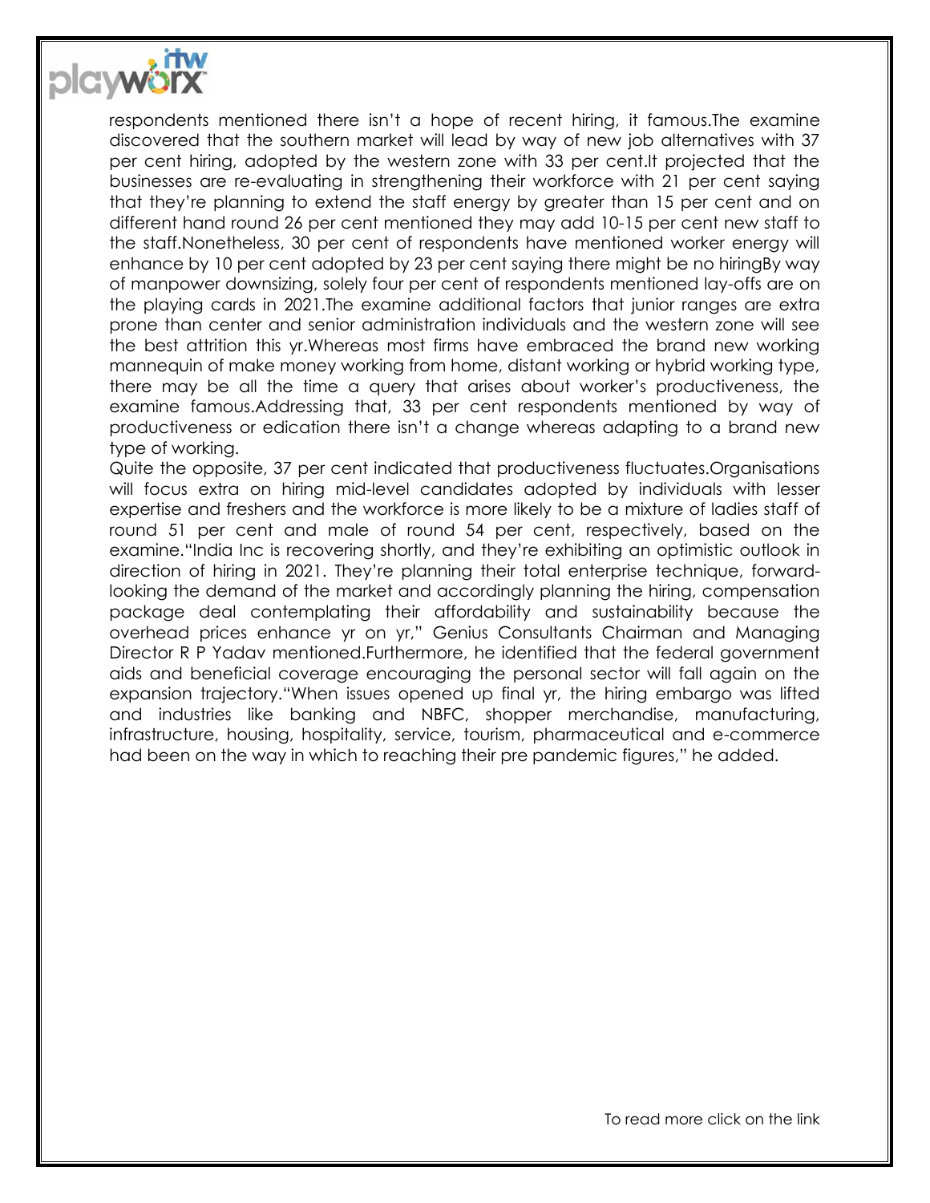respondents mentioned there isn't a hope of recent hiring, it famous.The examine discovered that the southern market will lead by way of new job alternatives with 37 per cent hiring, adopted by the western zone with 33 per cent.It projected that the businesses are re-evaluating in strengthening their workforce with 21 per cent saying that they're planning to extend the staff energy by greater than 15 per cent and on different hand round 26 per cent mentioned they may add 10-15 per cent new staff to the staff.Nonetheless, 30 per cent of respondents have mentioned worker energy will enhance by 10 per cent adopted by 23 per cent saying there might be no hiringBy way of manpower downsizing, solely four per cent of respondents mentioned lay-offs are on the playing cards in 2021.The examine additional factors that junior ranges are extra prone than center and senior administration individuals and the western zone will see the best attrition this yr.Whereas most firms have embraced the brand new working mannequin of make money working from home, distant working or hybrid working type, there may be all the time a query that arises about worker's productiveness, the examine famous.Addressing that, 33 per cent respondents mentioned by way of productiveness or edication there isn't a change whereas adapting to a brand new type of working.

Quite the opposite, 37 per cent indicated that productiveness fluctuates.Organisations will focus extra on hiring mid-level candidates adopted by individuals with lesser expertise and freshers and the workforce is more likely to be a mixture of ladies staff of round 51 per cent and male of round 54 per cent, respectively, based on the examine."India Inc is recovering shortly, and they're exhibiting an optimistic outlook in direction of hiring in 2021. They're planning their total enterprise technique, forward-looking the demand of the market and accordingly planning the hiring, compensation package deal contemplating their affordability and sustainability because the overhead prices enhance yr on yr," Genius Consultants Chairman and Managing Director R P Yadav mentioned.Furthermore, he identified that the federal government aids and beneficial coverage encouraging the personal sector will fall again on the expansion trajectory."When issues opened up final yr, the hiring embargo was lifted and industries like banking and NBFC, shopper merchandise, manufacturing, infrastructure, housing, hospitality, service, tourism, pharmaceutical and e-commerce had been on the way in which to reaching their pre pandemic figures," he added.

To read more click on the link